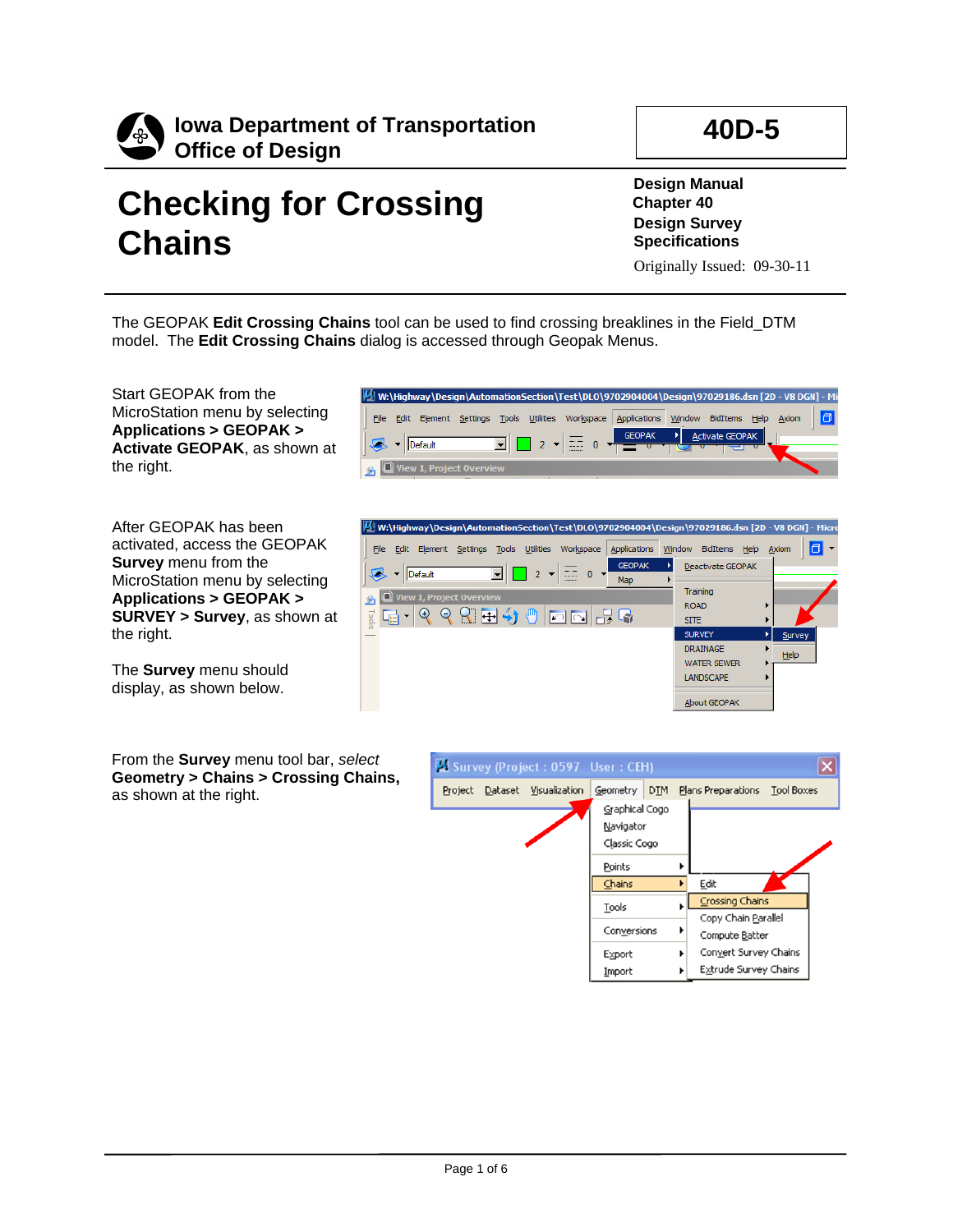Iowa Department of Transportation
Office of Design

# 40D-5

# Checking for Crossing Chains

**Design Manual**
**Chapter 40**
**Design Survey Specifications**
Originally Issued: 09-30-11

The GEOPAK **Edit Crossing Chains** tool can be used to find crossing breaklines in the Field_DTM model. The **Edit Crossing Chains** dialog is accessed through Geopak Menus.

Start GEOPAK from the MicroStation menu by selecting **Applications > GEOPAK > Activate GEOPAK**, as shown at the right.

After GEOPAK has been activated, access the GEOPAK **Survey** menu from the MicroStation menu by selecting **Applications > GEOPAK > SURVEY > Survey**, as shown at the right.

The **Survey** menu should display, as shown below.

From the **Survey** menu tool bar, *select* **Geometry > Chains > Crossing Chains**, as shown at the right.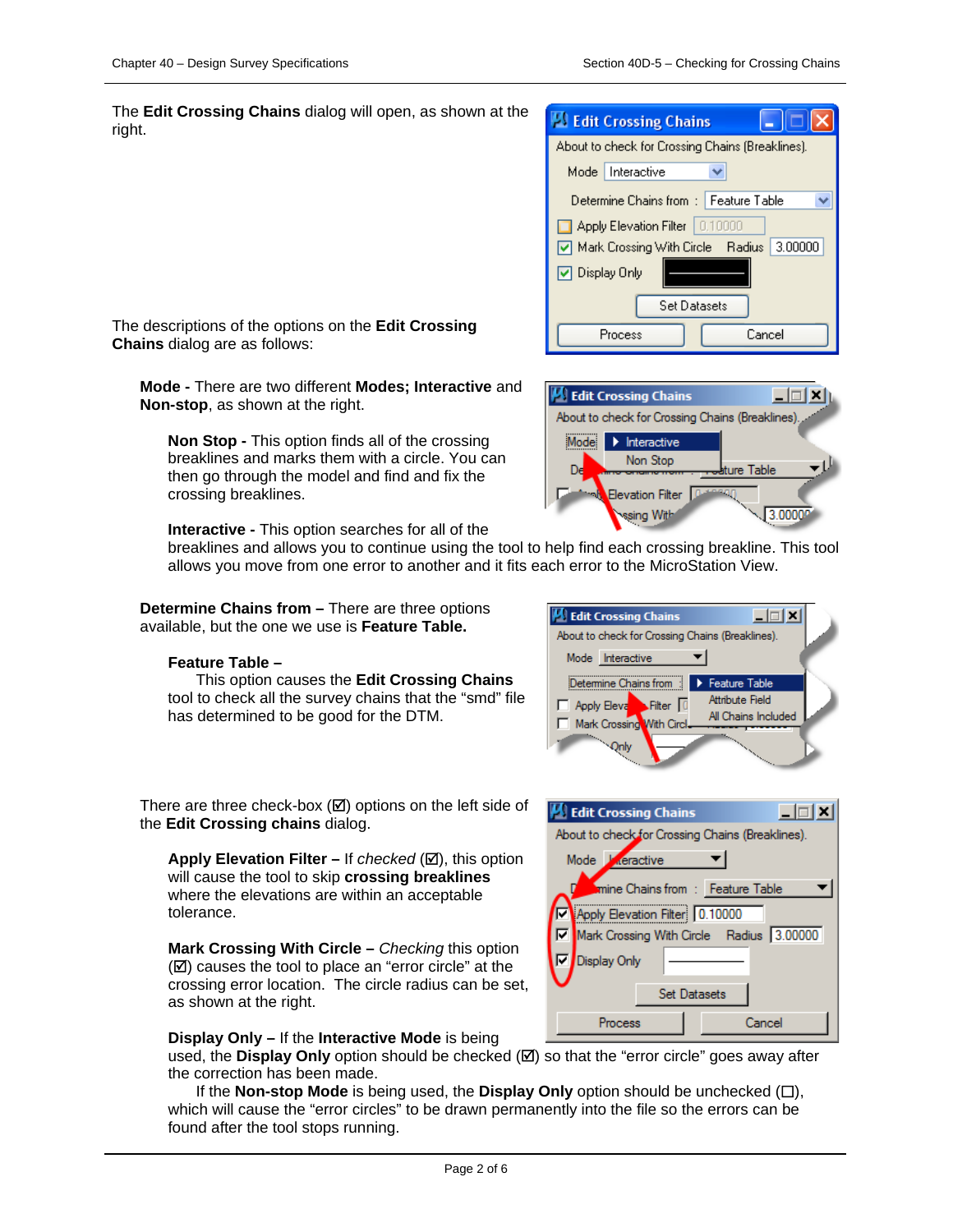The **Edit Crossing Chains** dialog will open, as shown at the right.

The descriptions of the options on the **Edit Crossing Chains** dialog are as follows:

**Mode -** There are two different **Modes; Interactive** and **Non-stop**, as shown at the right.

**Non Stop -** This option finds all of the crossing breaklines and marks them with a circle. You can then go through the model and find and fix the crossing breaklines.

**Interactive -** This option searches for all of the breaklines and allows you to continue using the tool to help find each crossing breakline. This tool allows you move from one error to another and it fits each error to the MicroStation View.

**Determine Chains from –** There are three options available, but the one we use is **Feature Table.**

**Feature Table –**
This option causes the **Edit Crossing Chains** tool to check all the survey chains that the "smd" file has determined to be good for the DTM.

There are three check-box (☑) options on the left side of the **Edit Crossing chains** dialog.

**Apply Elevation Filter –** If *checked* (☑), this option will cause the tool to skip **crossing breaklines** where the elevations are within an acceptable tolerance.

**Mark Crossing With Circle –** *Checking* this option (☑) causes the tool to place an "error circle" at the crossing error location. The circle radius can be set, as shown at the right.

**Display Only –** If the **Interactive Mode** is being used, the **Display Only** option should be checked (☑) so that the "error circle" goes away after the correction has been made.
If the **Non-stop Mode** is being used, the **Display Only** option should be unchecked (☐), which will cause the "error circles" to be drawn permanently into the file so the errors can be found after the tool stops running.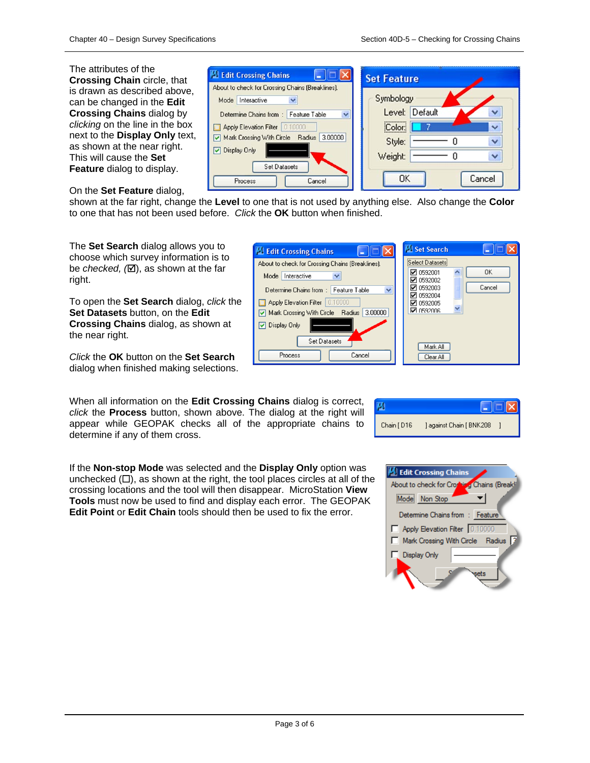The attributes of the **Crossing Chain** circle, that is drawn as described above, can be changed in the **Edit Crossing Chains** dialog by *clicking* on the line in the box next to the **Display Only** text, as shown at the near right. This will cause the **Set Feature** dialog to display.

On the **Set Feature** dialog, shown at the far right, change the **Level** to one that is not used by anything else. Also change the **Color** to one that has not been used before. *Click* the **OK** button when finished.

The **Set Search** dialog allows you to choose which survey information is to be *checked, (☑)*, as shown at the far right.

To open the **Set Search** dialog, *click* the **Set Datasets** button, on the **Edit Crossing Chains** dialog, as shown at the near right.

*Click* the **OK** button on the **Set Search** dialog when finished making selections.

When all information on the **Edit Crossing Chains** dialog is correct, *click* the **Process** button, shown above. The dialog at the right will appear while GEOPAK checks all of the appropriate chains to determine if any of them cross.

If the **Non-stop Mode** was selected and the **Display Only** option was unchecked (☐), as shown at the right, the tool places circles at all of the crossing locations and the tool will then disappear. MicroStation **View Tools** must now be used to find and display each error. The GEOPAK **Edit Point** or **Edit Chain** tools should then be used to fix the error.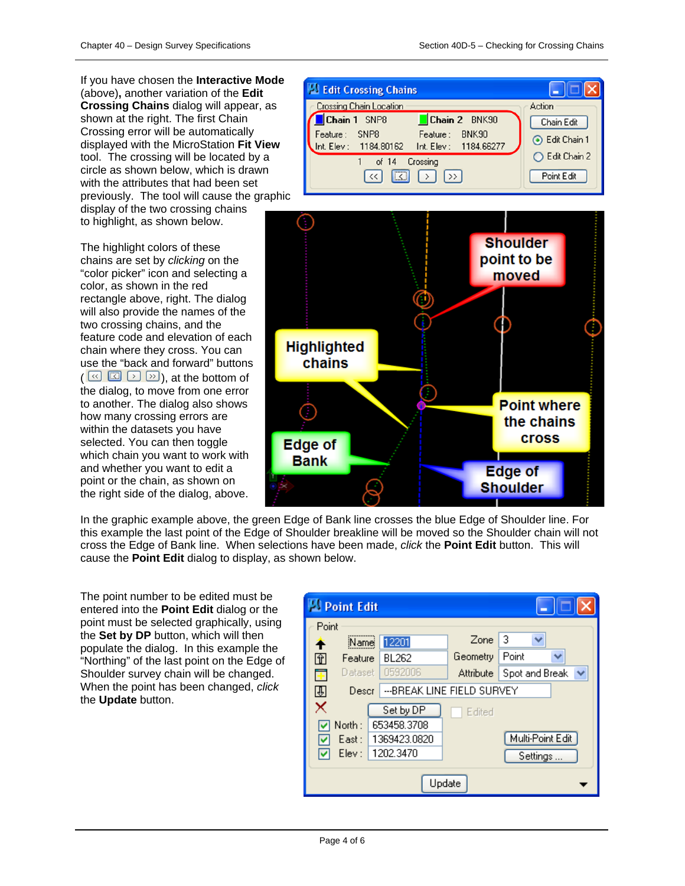If you have chosen the **Interactive Mode** (above), another variation of the **Edit Crossing Chains** dialog will appear, as shown at the right. The first Chain Crossing error will be automatically displayed with the MicroStation **Fit View** tool. The crossing will be located by a circle as shown below, which is drawn with the attributes that had been set previously. The tool will cause the graphic display of the two crossing chains to highlight, as shown below.

The highlight colors of these chains are set by *clicking* on the "color picker" icon and selecting a color, as shown in the red rectangle above, right. The dialog will also provide the names of the two crossing chains, and the feature code and elevation of each chain where they cross. You can use the "back and forward" buttons ( ), at the bottom of the dialog, to move from one error to another. The dialog also shows how many crossing errors are within the datasets you have selected. You can then toggle which chain you want to work with and whether you want to edit a point or the chain, as shown on the right side of the dialog, above.

In the graphic example above, the green Edge of Bank line crosses the blue Edge of Shoulder line. For this example the last point of the Edge of Shoulder breakline will be moved so the Shoulder chain will not cross the Edge of Bank line. When selections have been made, *click* the **Point Edit** button. This will cause the **Point Edit** dialog to display, as shown below.

The point number to be edited must be entered into the **Point Edit** dialog or the point must be selected graphically, using the **Set by DP** button, which will then populate the dialog. In this example the "Northing" of the last point on the Edge of Shoulder survey chain will be changed. When the point has been changed, *click* the **Update** button.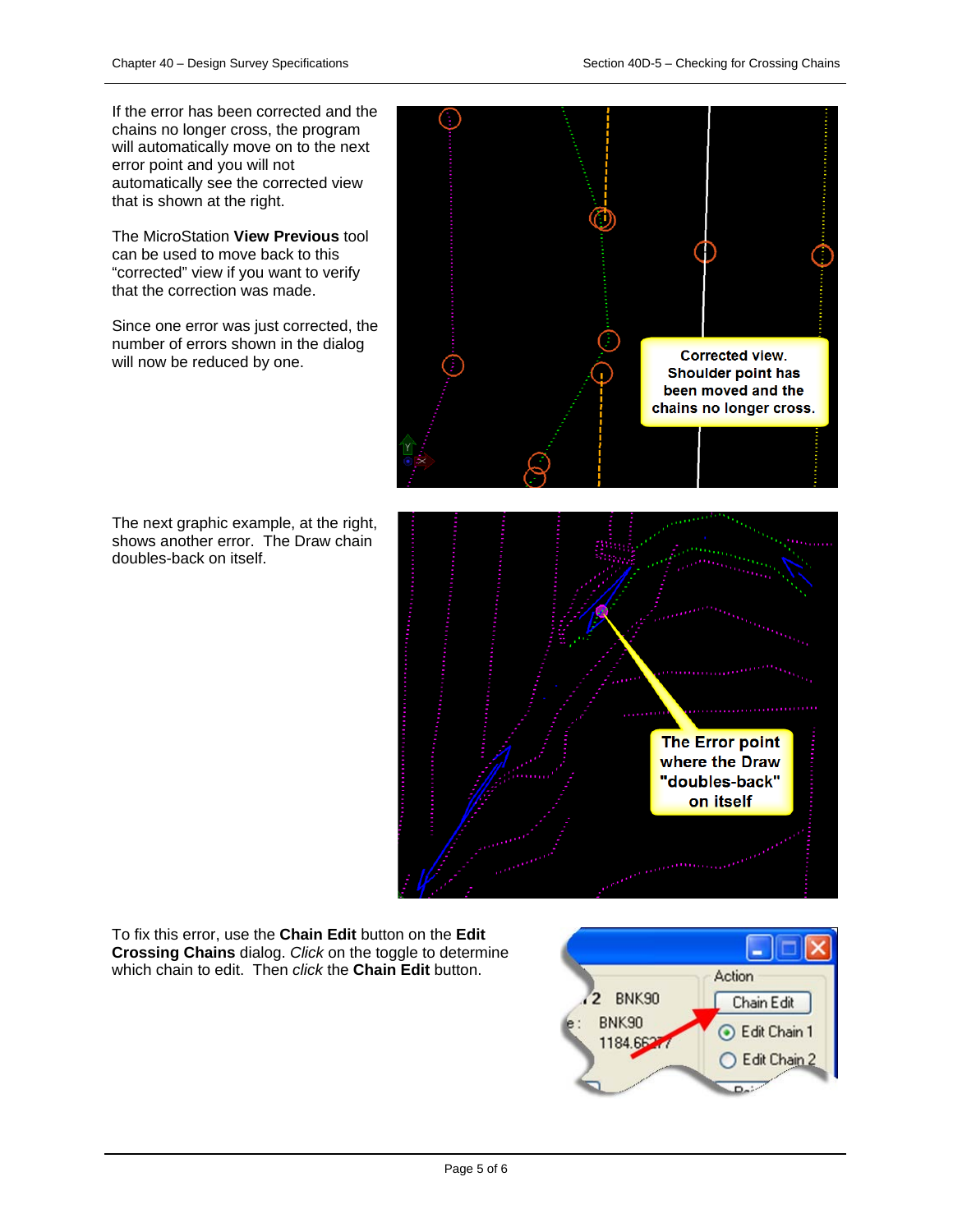If the error has been corrected and the chains no longer cross, the program will automatically move on to the next error point and you will not automatically see the corrected view that is shown at the right.

The MicroStation **View Previous** tool can be used to move back to this “corrected” view if you want to verify that the correction was made.

Since one error was just corrected, the number of errors shown in the dialog will now be reduced by one.

The next graphic example, at the right, shows another error. The Draw chain doubles-back on itself.

To fix this error, use the **Chain Edit** button on the **Edit Crossing Chains** dialog. *Click* on the toggle to determine which chain to edit. Then *click* the **Chain Edit** button.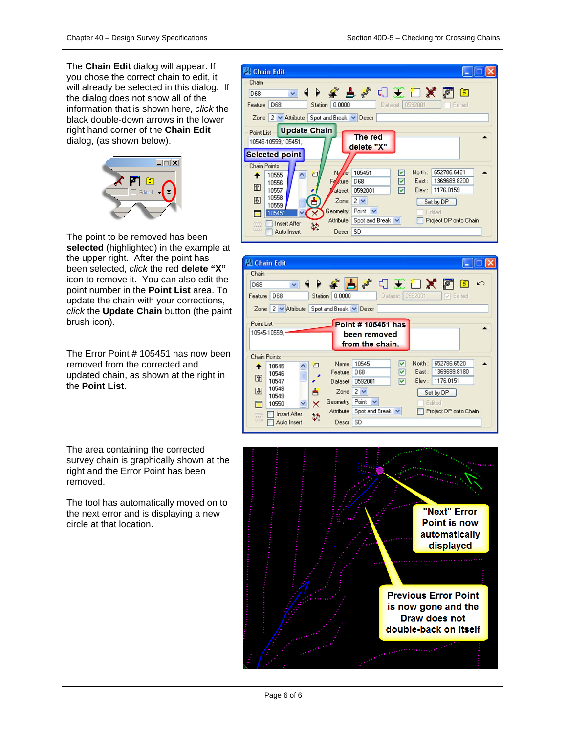The **Chain Edit** dialog will appear. If you chose the correct chain to edit, it will already be selected in this dialog. If the dialog does not show all of the information that is shown here, *click* the black double-down arrows in the lower right hand corner of the **Chain Edit** dialog, (as shown below).

The point to be removed has been **selected** (highlighted) in the example at the upper right. After the point has been selected, *click* the red **delete "X"** icon to remove it. You can also edit the point number in the **Point List** area. To update the chain with your corrections, *click* the **Update Chain** button (the paint brush icon).

The Error Point # 105451 has now been removed from the corrected and updated chain, as shown at the right in the **Point List**.

The area containing the corrected survey chain is graphically shown at the right and the Error Point has been removed.

The tool has automatically moved on to the next error and is displaying a new circle at that location.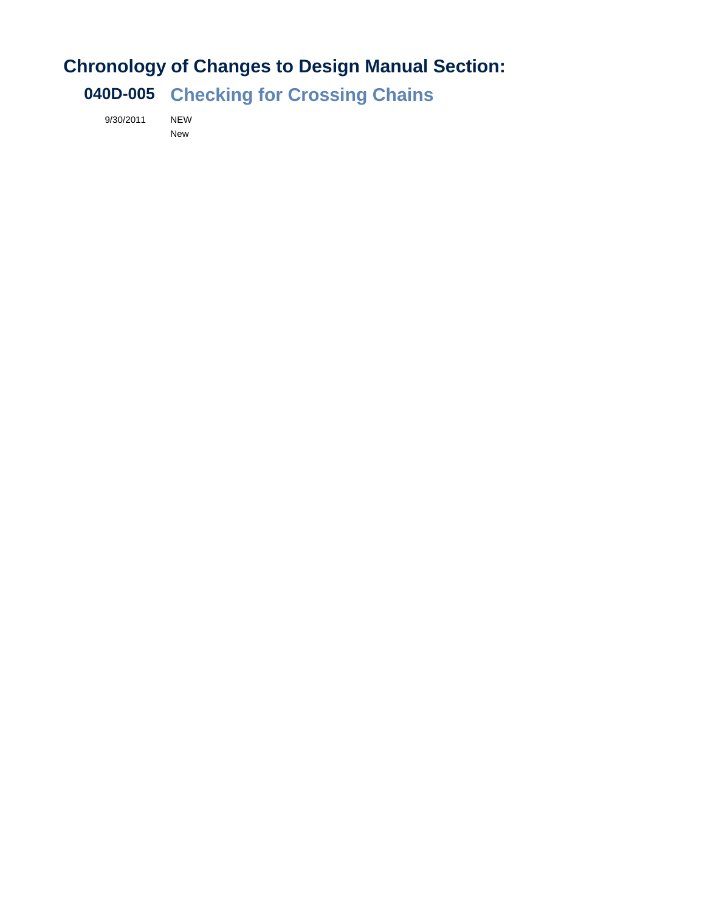# Chronology of Changes to Design Manual Section:

## 040D-005 Checking for Crossing Chains

9/30/2011 NEW

New